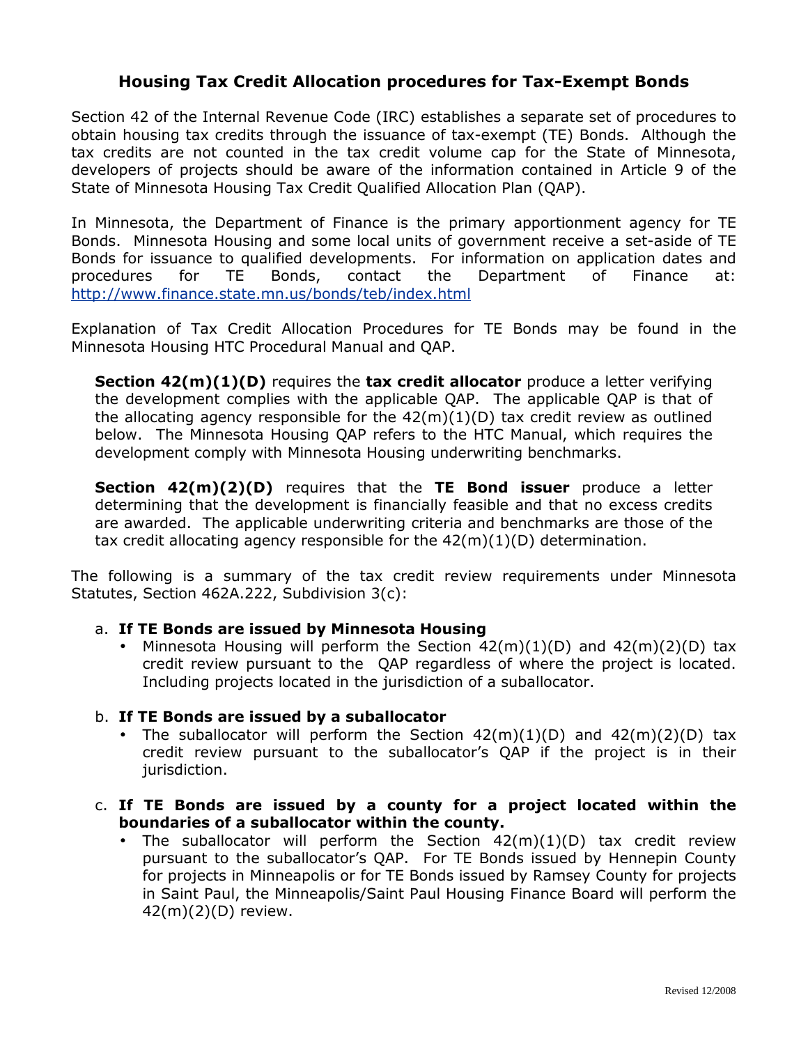# Housing Tax Credit Allocation procedures for Tax-Exempt Bonds

Section 42 of the Internal Revenue Code (IRC) establishes a separate set of procedures to obtain housing tax credits through the issuance of tax-exempt (TE) Bonds. Although the tax credits are not counted in the tax credit volume cap for the State of Minnesota, developers of projects should be aware of the information contained in Article 9 of the State of Minnesota Housing Tax Credit Qualified Allocation Plan (QAP).

In Minnesota, the Department of Finance is the primary apportionment agency for TE Bonds. Minnesota Housing and some local units of government receive a set-aside of TE Bonds for issuance to qualified developments. For information on application dates and procedures for TE Bonds, contact the Department of Finance at: http://www.finance.state.mn.us/bonds/teb/index.html

Explanation of Tax Credit Allocation Procedures for TE Bonds may be found in the Minnesota Housing HTC Procedural Manual and QAP.

> **Section 42(m)(1)(D)** requires the **tax credit allocator** produce a letter verifying the development complies with the applicable QAP. The applicable QAP is that of the allocating agency responsible for the 42(m)(1)(D) tax credit review as outlined below. The Minnesota Housing QAP refers to the HTC Manual, which requires the development comply with Minnesota Housing underwriting benchmarks.
>
> **Section 42(m)(2)(D)** requires that the **TE Bond issuer** produce a letter determining that the development is financially feasible and that no excess credits are awarded. The applicable underwriting criteria and benchmarks are those of the tax credit allocating agency responsible for the 42(m)(1)(D) determination.

The following is a summary of the tax credit review requirements under Minnesota Statutes, Section 462A.222, Subdivision 3(c):

a. **If TE Bonds are issued by Minnesota Housing**
   - Minnesota Housing will perform the Section 42(m)(1)(D) and 42(m)(2)(D) tax credit review pursuant to the QAP regardless of where the project is located. Including projects located in the jurisdiction of a suballocator.

b. **If TE Bonds are issued by a suballocator**
   - The suballocator will perform the Section 42(m)(1)(D) and 42(m)(2)(D) tax credit review pursuant to the suballocator's QAP if the project is in their jurisdiction.

c. **If TE Bonds are issued by a county for a project located within the boundaries of a suballocator within the county.**
   - The suballocator will perform the Section 42(m)(1)(D) tax credit review pursuant to the suballocator's QAP. For TE Bonds issued by Hennepin County for projects in Minneapolis or for TE Bonds issued by Ramsey County for projects in Saint Paul, the Minneapolis/Saint Paul Housing Finance Board will perform the 42(m)(2)(D) review.

Revised 12/2008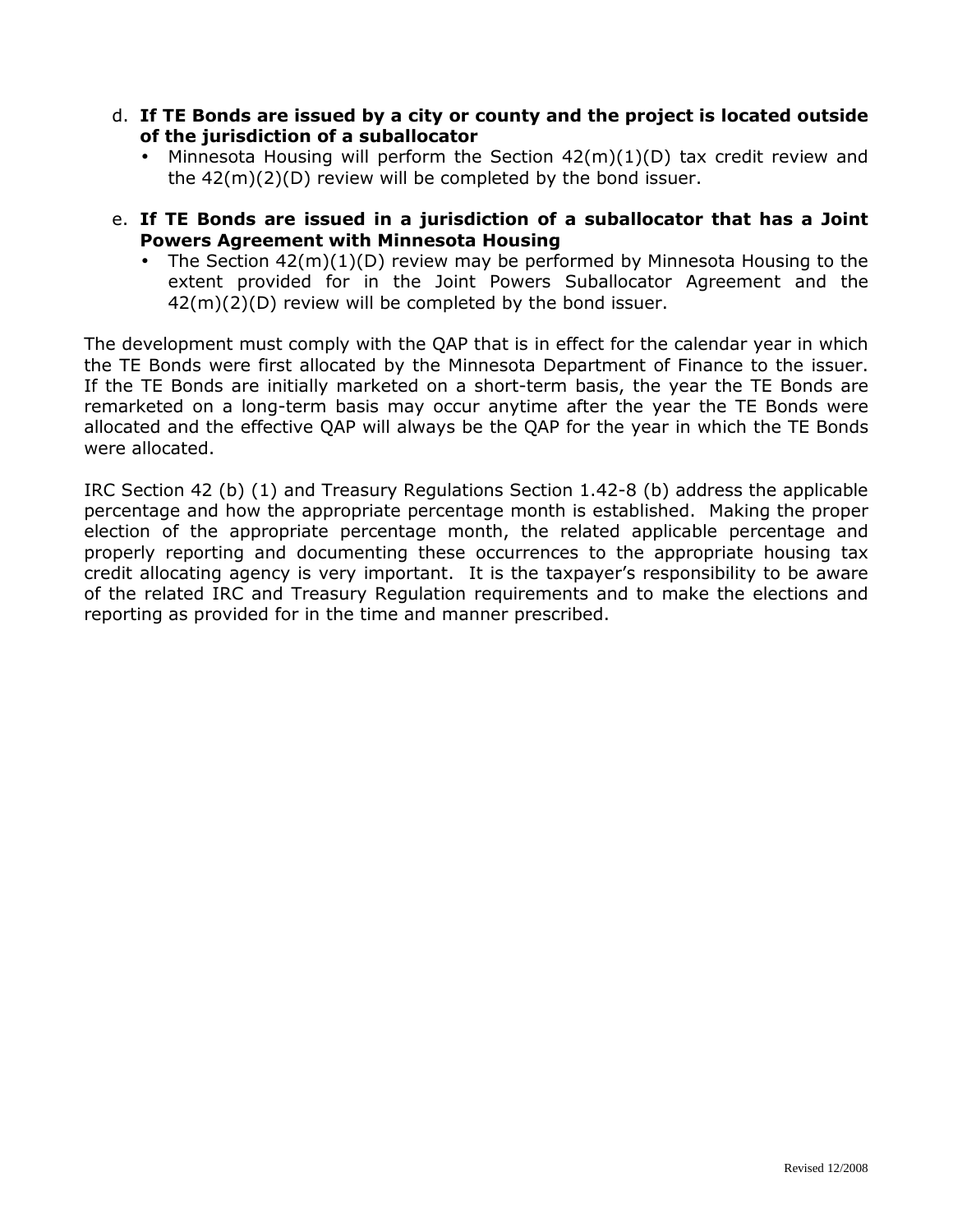d. **If TE Bonds are issued by a city or county and the project is located outside of the jurisdiction of a suballocator**
   - Minnesota Housing will perform the Section 42(m)(1)(D) tax credit review and the 42(m)(2)(D) review will be completed by the bond issuer.

e. **If TE Bonds are issued in a jurisdiction of a suballocator that has a Joint Powers Agreement with Minnesota Housing**
   - The Section 42(m)(1)(D) review may be performed by Minnesota Housing to the extent provided for in the Joint Powers Suballocator Agreement and the 42(m)(2)(D) review will be completed by the bond issuer.

The development must comply with the QAP that is in effect for the calendar year in which the TE Bonds were first allocated by the Minnesota Department of Finance to the issuer. If the TE Bonds are initially marketed on a short-term basis, the year the TE Bonds are remarketed on a long-term basis may occur anytime after the year the TE Bonds were allocated and the effective QAP will always be the QAP for the year in which the TE Bonds were allocated.

IRC Section 42 (b) (1) and Treasury Regulations Section 1.42-8 (b) address the applicable percentage and how the appropriate percentage month is established. Making the proper election of the appropriate percentage month, the related applicable percentage and properly reporting and documenting these occurrences to the appropriate housing tax credit allocating agency is very important. It is the taxpayer's responsibility to be aware of the related IRC and Treasury Regulation requirements and to make the elections and reporting as provided for in the time and manner prescribed.

Revised 12/2008